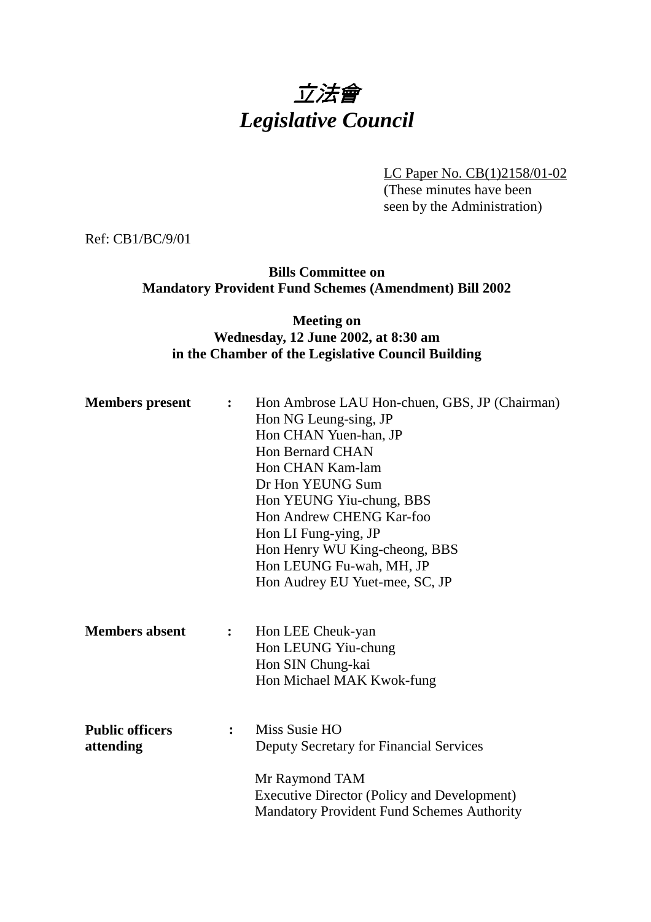# *立法會*
# *Legislative Council*

LC Paper No. CB(1)2158/01-02
(These minutes have been seen by the Administration)

Ref: CB1/BC/9/01

**Bills Committee on**
**Mandatory Provident Fund Schemes (Amendment) Bill 2002**

**Meeting on**
**Wednesday, 12 June 2002, at 8:30 am**
**in the Chamber of the Legislative Council Building**

| | | |
|---|---|---|
| **Members present** | : | Hon Ambrose LAU Hon-chuen, GBS, JP (Chairman)<br>Hon NG Leung-sing, JP<br>Hon CHAN Yuen-han, JP<br>Hon Bernard CHAN<br>Hon CHAN Kam-lam<br>Dr Hon YEUNG Sum<br>Hon YEUNG Yiu-chung, BBS<br>Hon Andrew CHENG Kar-foo<br>Hon LI Fung-ying, JP<br>Hon Henry WU King-cheong, BBS<br>Hon LEUNG Fu-wah, MH, JP<br>Hon Audrey EU Yuet-mee, SC, JP |
| **Members absent** | : | Hon LEE Cheuk-yan<br>Hon LEUNG Yiu-chung<br>Hon SIN Chung-kai<br>Hon Michael MAK Kwok-fung |
| **Public officers attending** | : | Miss Susie HO<br>Deputy Secretary for Financial Services<br><br>Mr Raymond TAM<br>Executive Director (Policy and Development)<br>Mandatory Provident Fund Schemes Authority |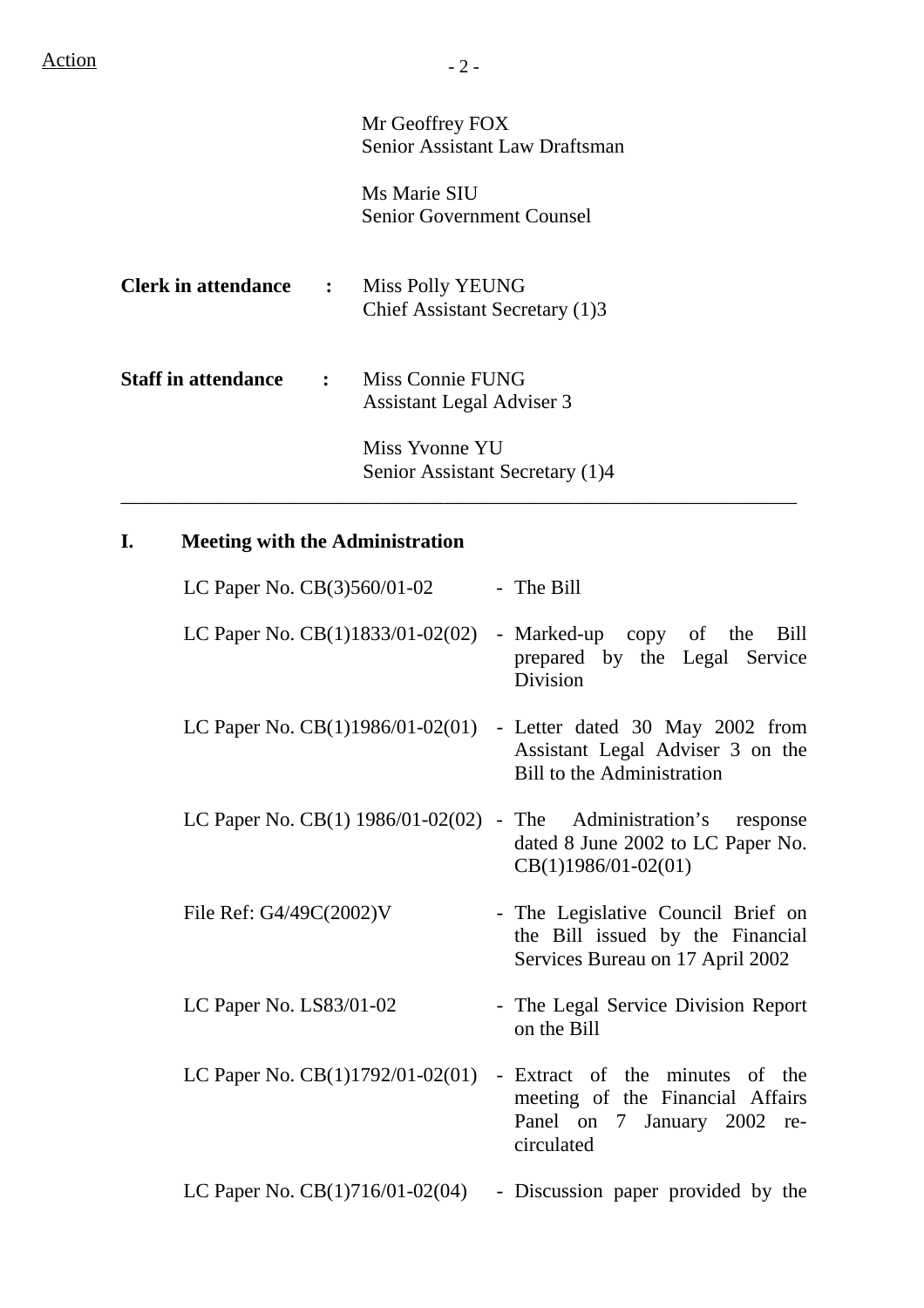Action

Mr Geoffrey FOX
Senior Assistant Law Draftsman

Ms Marie SIU
Senior Government Counsel

**Clerk in attendance :** Miss Polly YEUNG
Chief Assistant Secretary (1)3

**Staff in attendance :** Miss Connie FUNG
Assistant Legal Adviser 3

Miss Yvonne YU
Senior Assistant Secretary (1)4

---

## I. Meeting with the Administration

| | |
|---|---|
| LC Paper No. CB(3)560/01-02 | - The Bill |
| LC Paper No. CB(1)1833/01-02(02) | - Marked-up copy of the Bill prepared by the Legal Service Division |
| LC Paper No. CB(1)1986/01-02(01) | - Letter dated 30 May 2002 from Assistant Legal Adviser 3 on the Bill to the Administration |
| LC Paper No. CB(1) 1986/01-02(02) | - The Administration's response dated 8 June 2002 to LC Paper No. CB(1)1986/01-02(01) |
| File Ref: G4/49C(2002)V | - The Legislative Council Brief on the Bill issued by the Financial Services Bureau on 17 April 2002 |
| LC Paper No. LS83/01-02 | - The Legal Service Division Report on the Bill |
| LC Paper No. CB(1)1792/01-02(01) | - Extract of the minutes of the meeting of the Financial Affairs Panel on 7 January 2002 re-circulated |
| LC Paper No. CB(1)716/01-02(04) | - Discussion paper provided by the |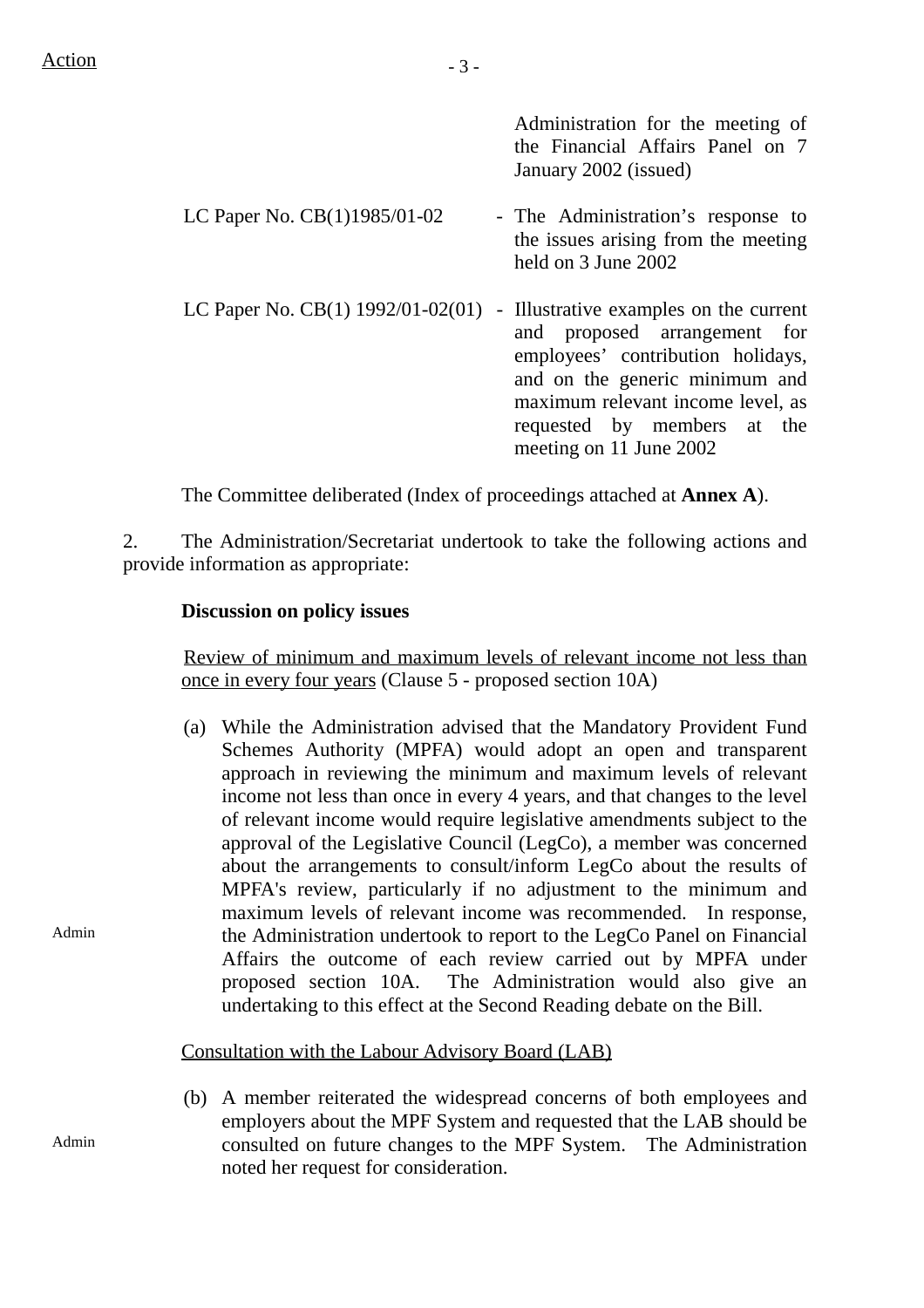| | |
|---|---|
| | Administration for the meeting of the Financial Affairs Panel on 7 January 2002 (issued) |
| LC Paper No. CB(1)1985/01-02 | - The Administration's response to the issues arising from the meeting held on 3 June 2002 |
| LC Paper No. CB(1) 1992/01-02(01) | - Illustrative examples on the current and proposed arrangement for employees' contribution holidays, and on the generic minimum and maximum relevant income level, as requested by members at the meeting on 11 June 2002 |

The Committee deliberated (Index of proceedings attached at **Annex A**).

2. The Administration/Secretariat undertook to take the following actions and provide information as appropriate:

**Discussion on policy issues**

Review of minimum and maximum levels of relevant income not less than once in every four years (Clause 5 - proposed section 10A)

Admin

(a) While the Administration advised that the Mandatory Provident Fund Schemes Authority (MPFA) would adopt an open and transparent approach in reviewing the minimum and maximum levels of relevant income not less than once in every 4 years, and that changes to the level of relevant income would require legislative amendments subject to the approval of the Legislative Council (LegCo), a member was concerned about the arrangements to consult/inform LegCo about the results of MPFA's review, particularly if no adjustment to the minimum and maximum levels of relevant income was recommended. In response, the Administration undertook to report to the LegCo Panel on Financial Affairs the outcome of each review carried out by MPFA under proposed section 10A. The Administration would also give an undertaking to this effect at the Second Reading debate on the Bill.

Consultation with the Labour Advisory Board (LAB)

Admin

(b) A member reiterated the widespread concerns of both employees and employers about the MPF System and requested that the LAB should be consulted on future changes to the MPF System. The Administration noted her request for consideration.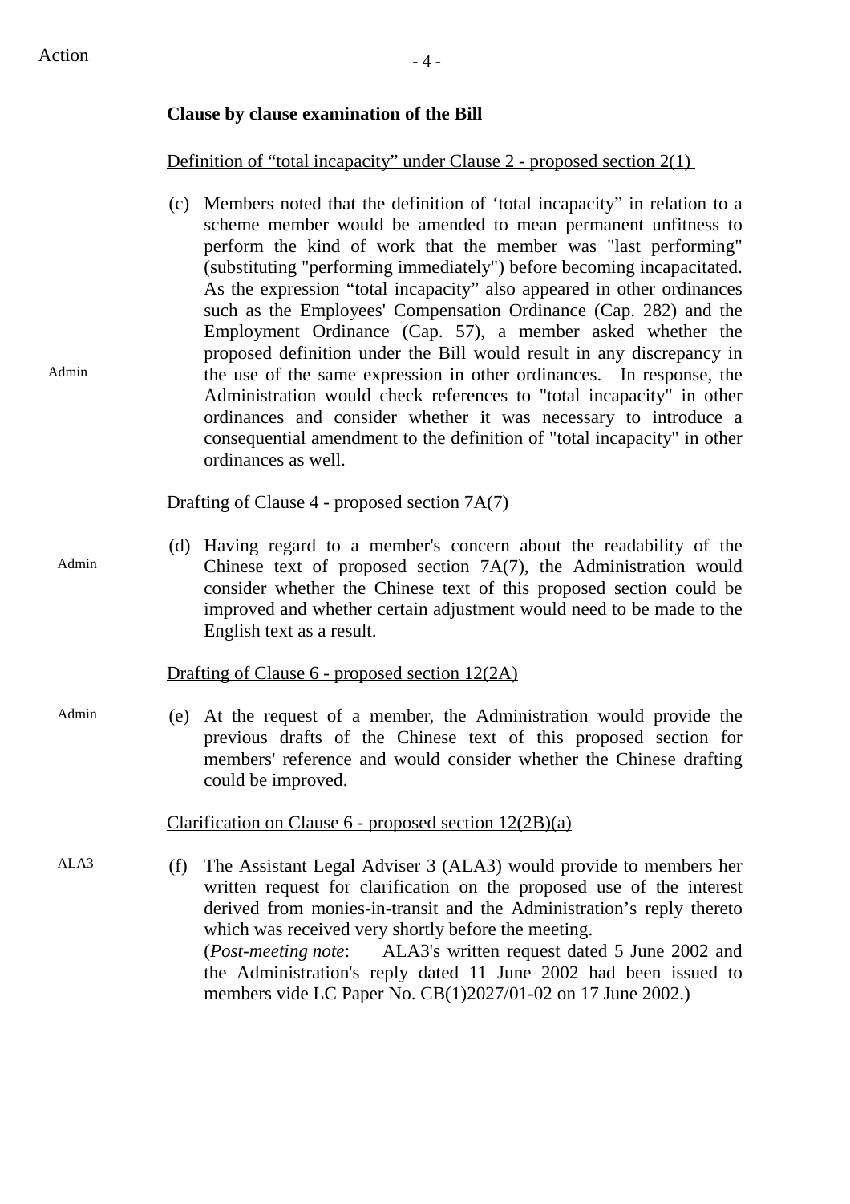**Clause by clause examination of the Bill**

Definition of "total incapacity" under Clause 2 - proposed section 2(1)

Admin

(c) Members noted that the definition of 'total incapacity" in relation to a scheme member would be amended to mean permanent unfitness to perform the kind of work that the member was "last performing" (substituting "performing immediately") before becoming incapacitated. As the expression "total incapacity" also appeared in other ordinances such as the Employees' Compensation Ordinance (Cap. 282) and the Employment Ordinance (Cap. 57), a member asked whether the proposed definition under the Bill would result in any discrepancy in the use of the same expression in other ordinances. In response, the Administration would check references to "total incapacity" in other ordinances and consider whether it was necessary to introduce a consequential amendment to the definition of "total incapacity" in other ordinances as well.

Drafting of Clause 4 - proposed section 7A(7)

Admin

(d) Having regard to a member's concern about the readability of the Chinese text of proposed section 7A(7), the Administration would consider whether the Chinese text of this proposed section could be improved and whether certain adjustment would need to be made to the English text as a result.

Drafting of Clause 6 - proposed section 12(2A)

Admin

(e) At the request of a member, the Administration would provide the previous drafts of the Chinese text of this proposed section for members' reference and would consider whether the Chinese drafting could be improved.

Clarification on Clause 6 - proposed section 12(2B)(a)

ALA3

(f) The Assistant Legal Adviser 3 (ALA3) would provide to members her written request for clarification on the proposed use of the interest derived from monies-in-transit and the Administration's reply thereto which was received very shortly before the meeting.
(*Post-meeting note*: ALA3's written request dated 5 June 2002 and the Administration's reply dated 11 June 2002 had been issued to members vide LC Paper No. CB(1)2027/01-02 on 17 June 2002.)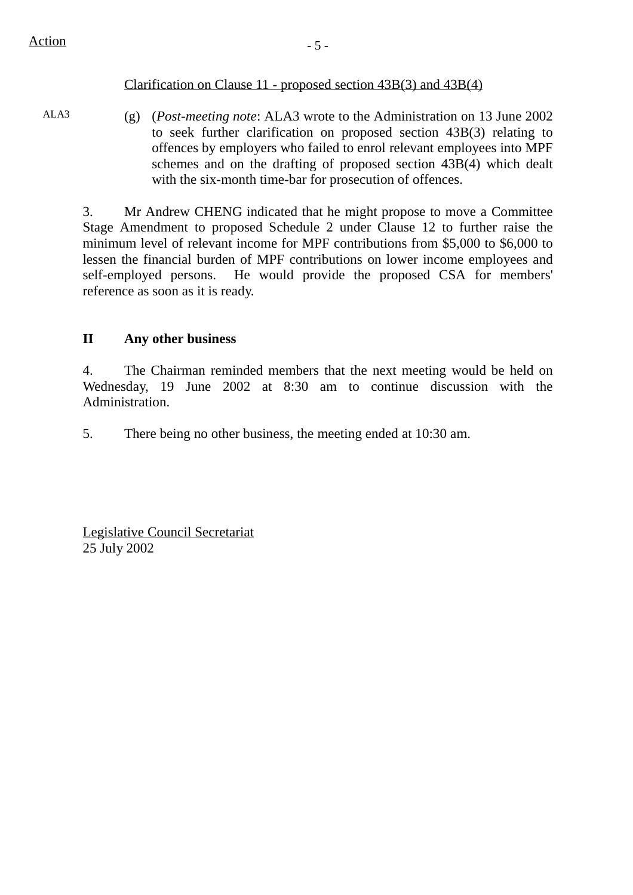Action

Clarification on Clause 11 - proposed section 43B(3) and 43B(4)

ALA3

(g) (*Post-meeting note*: ALA3 wrote to the Administration on 13 June 2002 to seek further clarification on proposed section 43B(3) relating to offences by employers who failed to enrol relevant employees into MPF schemes and on the drafting of proposed section 43B(4) which dealt with the six-month time-bar for prosecution of offences.

3. Mr Andrew CHENG indicated that he might propose to move a Committee Stage Amendment to proposed Schedule 2 under Clause 12 to further raise the minimum level of relevant income for MPF contributions from $5,000 to $6,000 to lessen the financial burden of MPF contributions on lower income employees and self-employed persons. He would provide the proposed CSA for members' reference as soon as it is ready.

## II Any other business

4. The Chairman reminded members that the next meeting would be held on Wednesday, 19 June 2002 at 8:30 am to continue discussion with the Administration.

5. There being no other business, the meeting ended at 10:30 am.

Legislative Council Secretariat
25 July 2002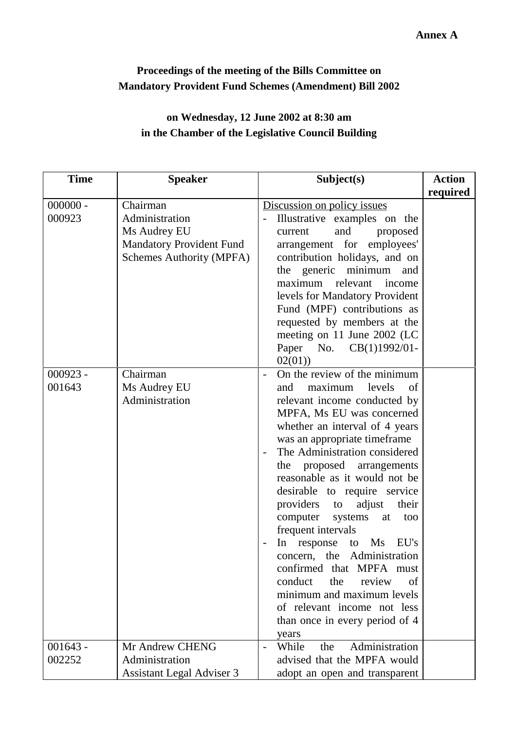**Annex A**

**Proceedings of the meeting of the Bills Committee on Mandatory Provident Fund Schemes (Amendment) Bill 2002**

**on Wednesday, 12 June 2002 at 8:30 am in the Chamber of the Legislative Council Building**

| Time | Speaker | Subject(s) | Action required |
|---|---|---|---|
| 000000 - 000923 | Chairman<br>Administration<br>Ms Audrey EU<br>Mandatory Provident Fund Schemes Authority (MPFA) | Discussion on policy issues<br>- Illustrative examples on the current and proposed arrangement for employees' contribution holidays, and on the generic minimum and maximum relevant income levels for Mandatory Provident Fund (MPF) contributions as requested by members at the meeting on 11 June 2002 (LC Paper No. CB(1)1992/01-02(01)) | |
| 000923 - 001643 | Chairman<br>Ms Audrey EU<br>Administration | - On the review of the minimum and maximum levels of relevant income conducted by MPFA, Ms EU was concerned whether an interval of 4 years was an appropriate timeframe<br>- The Administration considered the proposed arrangements reasonable as it would not be desirable to require service providers to adjust their computer systems at too frequent intervals<br>- In response to Ms EU's concern, the Administration confirmed that MPFA must conduct the review of minimum and maximum levels of relevant income not less than once in every period of 4 years | |
| 001643 - 002252 | Mr Andrew CHENG<br>Administration<br>Assistant Legal Adviser 3 | - While the Administration advised that the MPFA would adopt an open and transparent | |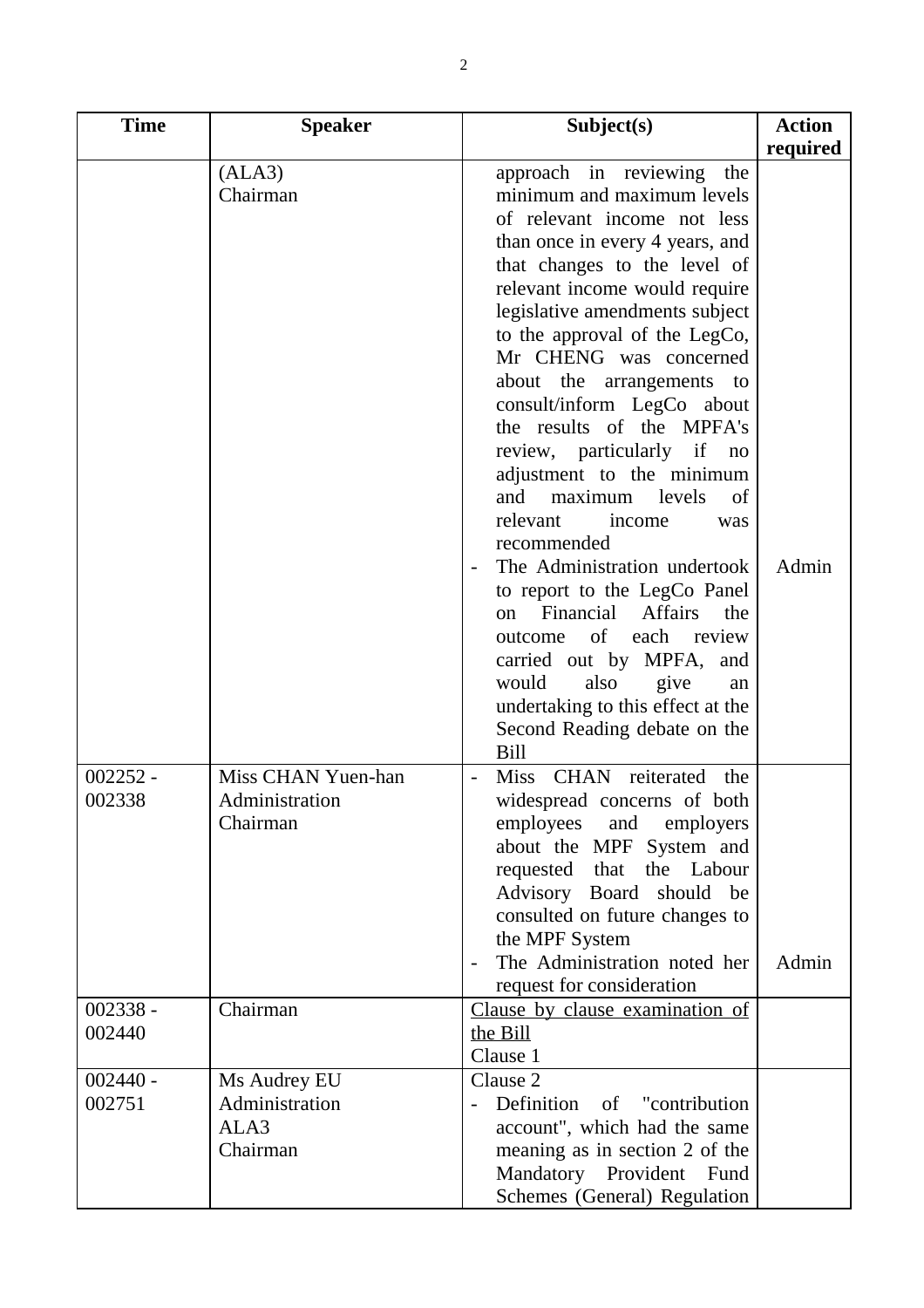| Time | Speaker | Subject(s) | Action required |
|---|---|---|---|
| | (ALA3)<br>Chairman | approach in reviewing the minimum and maximum levels of relevant income not less than once in every 4 years, and that changes to the level of relevant income would require legislative amendments subject to the approval of the LegCo, Mr CHENG was concerned about the arrangements to consult/inform LegCo about the results of the MPFA's review, particularly if no adjustment to the minimum and maximum levels of relevant income was recommended<br>- The Administration undertook to report to the LegCo Panel on Financial Affairs the outcome of each review carried out by MPFA, and would also give an undertaking to this effect at the Second Reading debate on the Bill | Admin |
| 002252 - 002338 | Miss CHAN Yuen-han<br>Administration<br>Chairman | - Miss CHAN reiterated the widespread concerns of both employees and employers about the MPF System and requested that the Labour Advisory Board should be consulted on future changes to the MPF System<br>- The Administration noted her request for consideration | Admin |
| 002338 - 002440 | Chairman | Clause by clause examination of the Bill<br>Clause 1 | |
| 002440 - 002751 | Ms Audrey EU<br>Administration<br>ALA3<br>Chairman | Clause 2<br>- Definition of "contribution account", which had the same meaning as in section 2 of the Mandatory Provident Fund Schemes (General) Regulation | |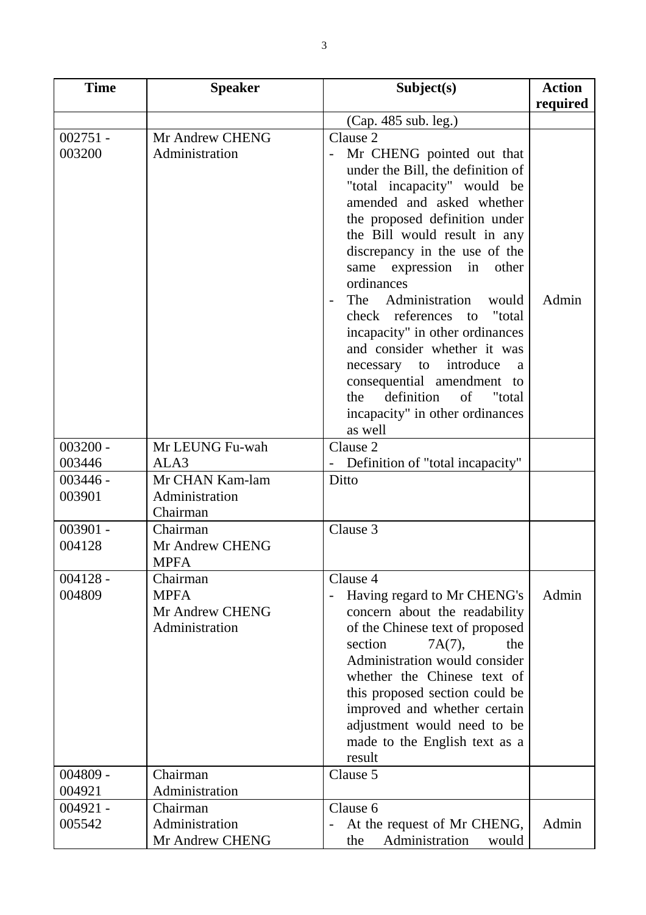| Time | Speaker | Subject(s) | Action required |
|---|---|---|---|
| | | (Cap. 485 sub. leg.) | |
| 002751 - 003200 | Mr Andrew CHENG<br>Administration | Clause 2<br>- Mr CHENG pointed out that under the Bill, the definition of "total incapacity" would be amended and asked whether the proposed definition under the Bill would result in any discrepancy in the use of the same expression in other ordinances<br>- The Administration would check references to "total incapacity" in other ordinances and consider whether it was necessary to introduce a consequential amendment to the definition of "total incapacity" in other ordinances as well | Admin |
| 003200 - 003446 | Mr LEUNG Fu-wah<br>ALA3 | Clause 2<br>- Definition of "total incapacity" | |
| 003446 - 003901 | Mr CHAN Kam-lam<br>Administration<br>Chairman | Ditto | |
| 003901 - 004128 | Chairman<br>Mr Andrew CHENG<br>MPFA | Clause 3 | |
| 004128 - 004809 | Chairman<br>MPFA<br>Mr Andrew CHENG<br>Administration | Clause 4<br>- Having regard to Mr CHENG's concern about the readability of the Chinese text of proposed section 7A(7), the Administration would consider whether the Chinese text of this proposed section could be improved and whether certain adjustment would need to be made to the English text as a result | Admin |
| 004809 - 004921 | Chairman<br>Administration | Clause 5 | |
| 004921 - 005542 | Chairman<br>Administration<br>Mr Andrew CHENG | Clause 6<br>- At the request of Mr CHENG, the Administration would | Admin |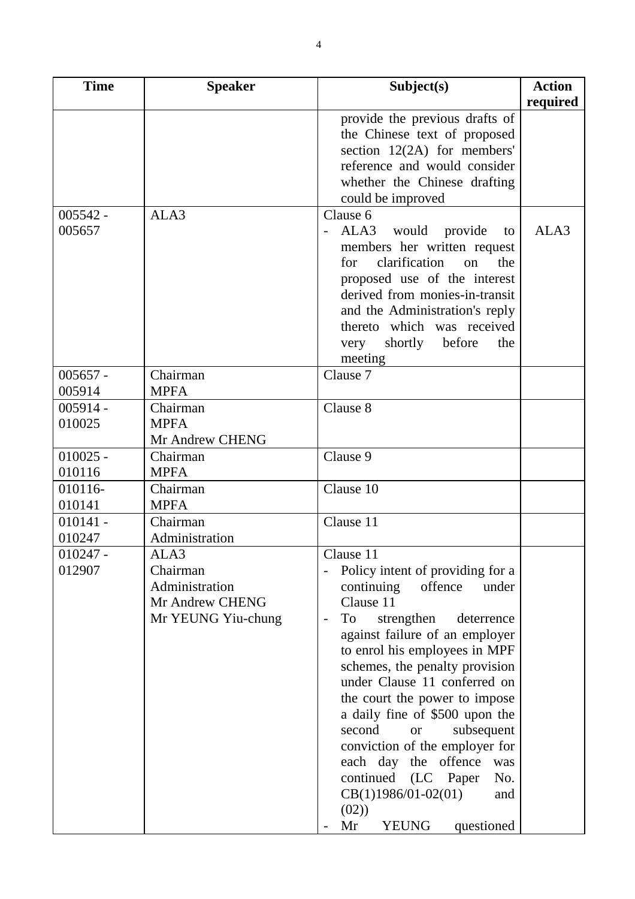| Time | Speaker | Subject(s) | Action required |
|---|---|---|---|
| | | provide the previous drafts of the Chinese text of proposed section 12(2A) for members' reference and would consider whether the Chinese drafting could be improved | |
| 005542 - 005657 | ALA3 | Clause 6<br>- ALA3 would provide to members her written request for clarification on the proposed use of the interest derived from monies-in-transit and the Administration's reply thereto which was received very shortly before the meeting | ALA3 |
| 005657 - 005914 | Chairman<br>MPFA | Clause 7 | |
| 005914 - 010025 | Chairman<br>MPFA<br>Mr Andrew CHENG | Clause 8 | |
| 010025 - 010116 | Chairman<br>MPFA | Clause 9 | |
| 010116- 010141 | Chairman<br>MPFA | Clause 10 | |
| 010141 - 010247 | Chairman<br>Administration | Clause 11 | |
| 010247 - 012907 | ALA3<br>Chairman<br>Administration<br>Mr Andrew CHENG<br>Mr YEUNG Yiu-chung | Clause 11<br>- Policy intent of providing for a continuing offence under Clause 11<br>- To strengthen deterrence against failure of an employer to enrol his employees in MPF schemes, the penalty provision under Clause 11 conferred on the court the power to impose a daily fine of $500 upon the second or subsequent conviction of the employer for each day the offence was continued (LC Paper No. CB(1)1986/01-02(01) and (02))<br>- Mr YEUNG questioned | |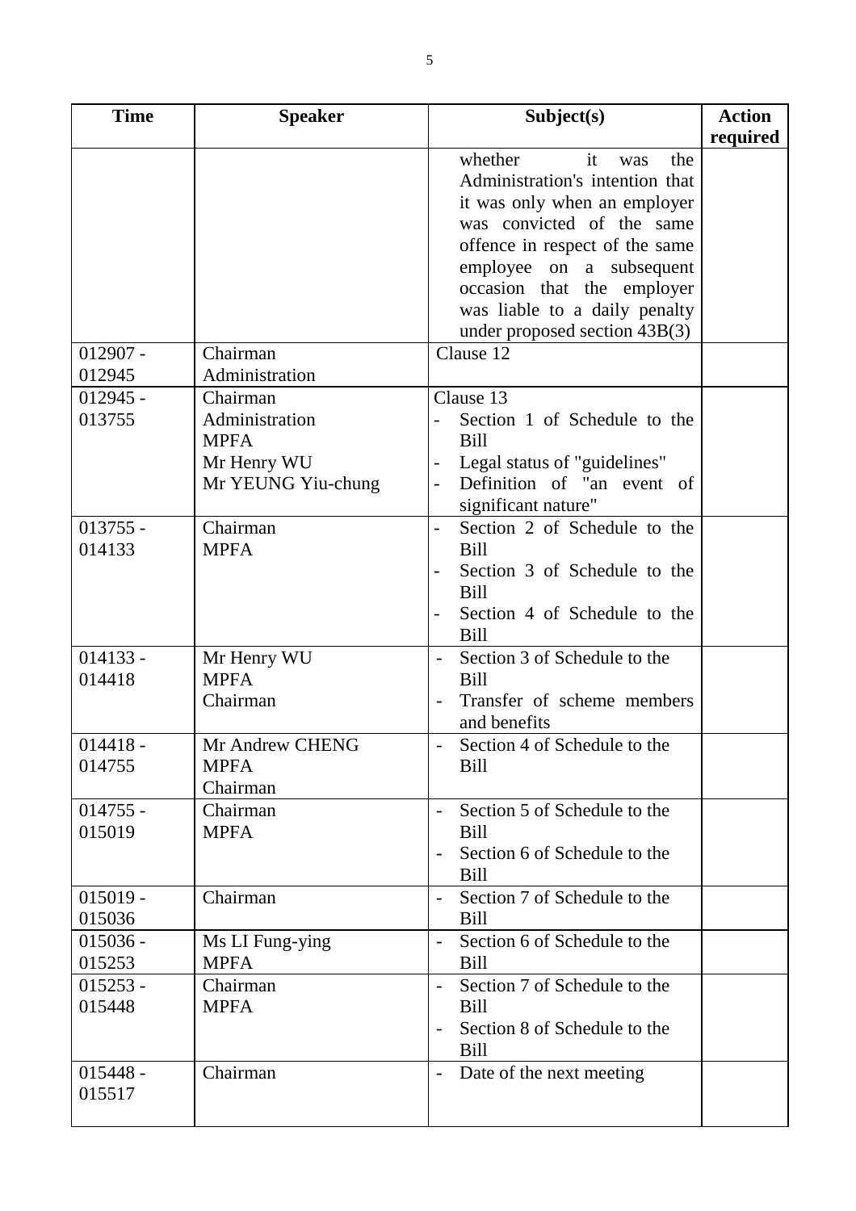| Time | Speaker | Subject(s) | Action required |
|---|---|---|---|
| | | whether it was the Administration's intention that it was only when an employer was convicted of the same offence in respect of the same employee on a subsequent occasion that the employer was liable to a daily penalty under proposed section 43B(3) | |
| 012907 - 012945 | Chairman<br>Administration | Clause 12 | |
| 012945 - 013755 | Chairman<br>Administration<br>MPFA<br>Mr Henry WU<br>Mr YEUNG Yiu-chung | Clause 13<br>- Section 1 of Schedule to the Bill<br>- Legal status of "guidelines"<br>- Definition of "an event of significant nature" | |
| 013755 - 014133 | Chairman<br>MPFA | - Section 2 of Schedule to the Bill<br>- Section 3 of Schedule to the Bill<br>- Section 4 of Schedule to the Bill | |
| 014133 - 014418 | Mr Henry WU<br>MPFA<br>Chairman | - Section 3 of Schedule to the Bill<br>- Transfer of scheme members and benefits | |
| 014418 - 014755 | Mr Andrew CHENG<br>MPFA<br>Chairman | - Section 4 of Schedule to the Bill | |
| 014755 - 015019 | Chairman<br>MPFA | - Section 5 of Schedule to the Bill<br>- Section 6 of Schedule to the Bill | |
| 015019 - 015036 | Chairman | - Section 7 of Schedule to the Bill | |
| 015036 - 015253 | Ms LI Fung-ying<br>MPFA | - Section 6 of Schedule to the Bill | |
| 015253 - 015448 | Chairman<br>MPFA | - Section 7 of Schedule to the Bill<br>- Section 8 of Schedule to the Bill | |
| 015448 - 015517 | Chairman | - Date of the next meeting | |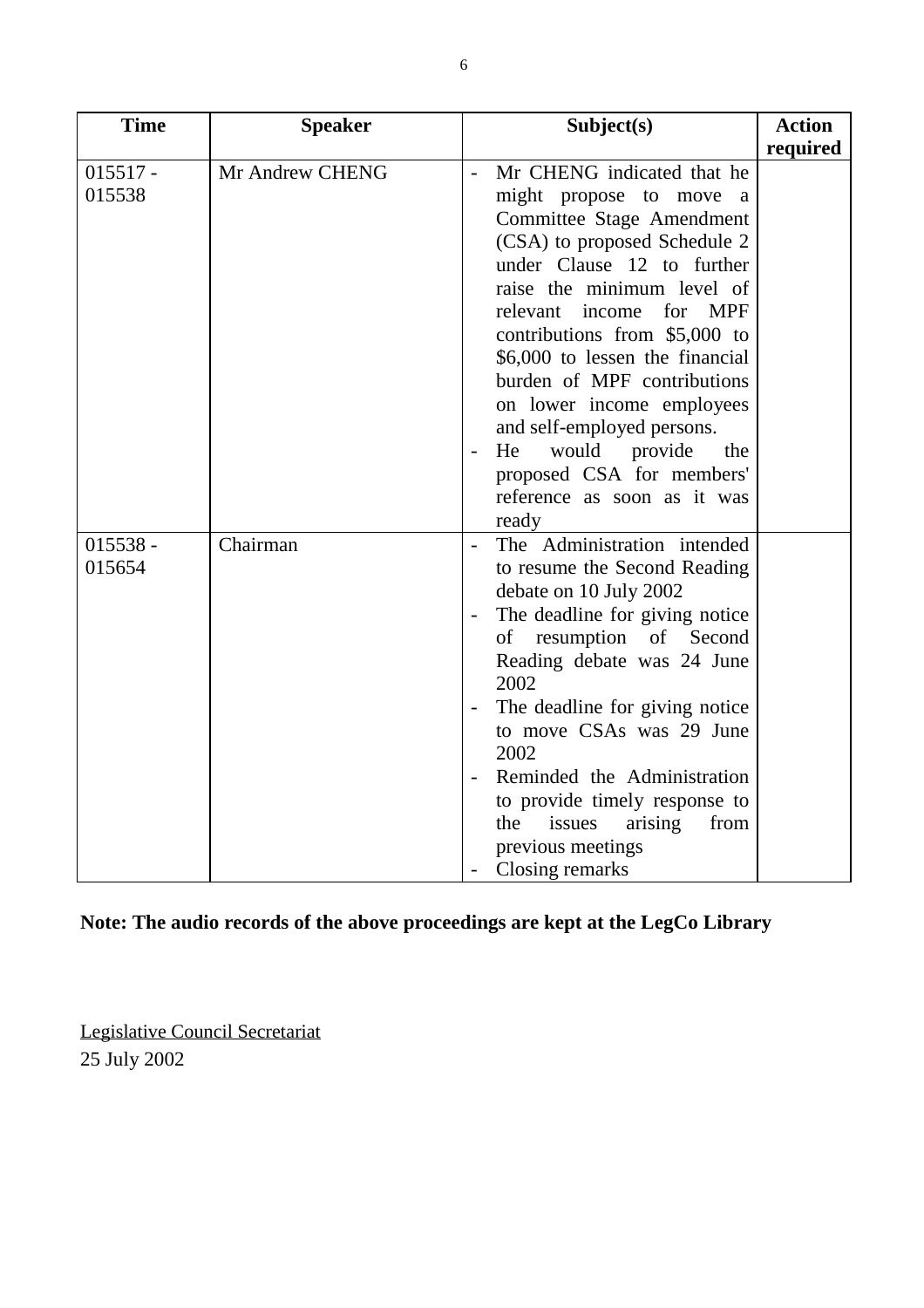| Time | Speaker | Subject(s) | Action required |
|---|---|---|---|
| 015517 - 015538 | Mr Andrew CHENG | - Mr CHENG indicated that he might propose to move a Committee Stage Amendment (CSA) to proposed Schedule 2 under Clause 12 to further raise the minimum level of relevant income for MPF contributions from \$5,000 to \$6,000 to lessen the financial burden of MPF contributions on lower income employees and self-employed persons.<br>- He would provide the proposed CSA for members' reference as soon as it was ready | |
| 015538 - 015654 | Chairman | - The Administration intended to resume the Second Reading debate on 10 July 2002<br>- The deadline for giving notice of resumption of Second Reading debate was 24 June 2002<br>- The deadline for giving notice to move CSAs was 29 June 2002<br>- Reminded the Administration to provide timely response to the issues arising from previous meetings<br>- Closing remarks | |

**Note: The audio records of the above proceedings are kept at the LegCo Library**

<u>Legislative Council Secretariat</u>
25 July 2002